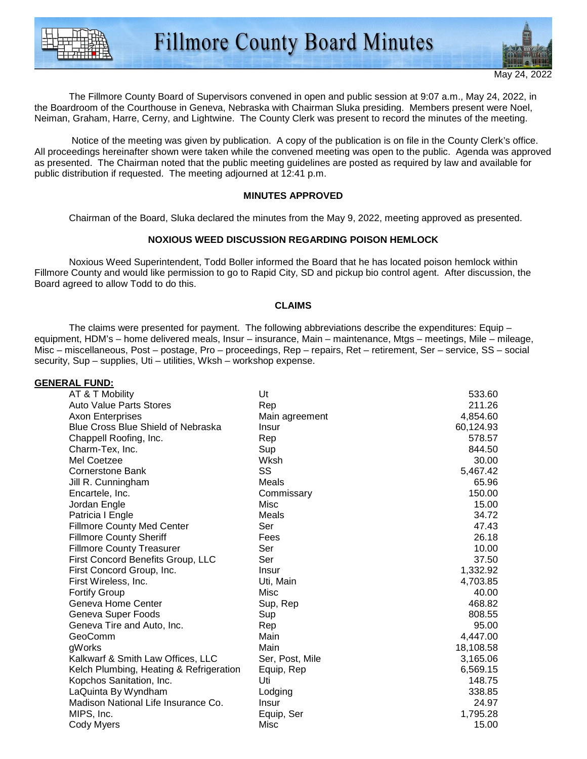# Fillmore County Board Minutes

May 24, 2022

The Fillmore County Board of Supervisors convened in open and public session at 9:07 a.m., May 24, 2022, in the Boardroom of the Courthouse in Geneva, Nebraska with Chairman Sluka presiding. Members present were Noel, Neiman, Graham, Harre, Cerny, and Lightwine. The County Clerk was present to record the minutes of the meeting.

Notice of the meeting was given by publication. A copy of the publication is on file in the County Clerk's office. All proceedings hereinafter shown were taken while the convened meeting was open to the public. Agenda was approved as presented. The Chairman noted that the public meeting guidelines are posted as required by law and available for public distribution if requested. The meeting adjourned at 12:41 p.m.

**MINUTES APPROVED**

Chairman of the Board, Sluka declared the minutes from the May 9, 2022, meeting approved as presented.

**NOXIOUS WEED DISCUSSION REGARDING POISON HEMLOCK**

Noxious Weed Superintendent, Todd Boller informed the Board that he has located poison hemlock within Fillmore County and would like permission to go to Rapid City, SD and pickup bio control agent. After discussion, the Board agreed to allow Todd to do this.

**CLAIMS**

The claims were presented for payment. The following abbreviations describe the expenditures: Equip – equipment, HDM's – home delivered meals, Insur – insurance, Main – maintenance, Mtgs – meetings, Mile – mileage, Misc – miscellaneous, Post – postage, Pro – proceedings, Rep – repairs, Ret – retirement, Ser – service, SS – social security, Sup – supplies, Uti – utilities, Wksh – workshop expense.

**GENERAL FUND:**

| | | |
|---|---|---:|
| AT & T Mobility | Ut | 533.60 |
| Auto Value Parts Stores | Rep | 211.26 |
| Axon Enterprises | Main agreement | 4,854.60 |
| Blue Cross Blue Shield of Nebraska | Insur | 60,124.93 |
| Chappell Roofing, Inc. | Rep | 578.57 |
| Charm-Tex, Inc. | Sup | 844.50 |
| Mel Coetzee | Wksh | 30.00 |
| Cornerstone Bank | SS | 5,467.42 |
| Jill R. Cunningham | Meals | 65.96 |
| Encartele, Inc. | Commissary | 150.00 |
| Jordan Engle | Misc | 15.00 |
| Patricia I Engle | Meals | 34.72 |
| Fillmore County Med Center | Ser | 47.43 |
| Fillmore County Sheriff | Fees | 26.18 |
| Fillmore County Treasurer | Ser | 10.00 |
| First Concord Benefits Group, LLC | Ser | 37.50 |
| First Concord Group, Inc. | Insur | 1,332.92 |
| First Wireless, Inc. | Uti, Main | 4,703.85 |
| Fortify Group | Misc | 40.00 |
| Geneva Home Center | Sup, Rep | 468.82 |
| Geneva Super Foods | Sup | 808.55 |
| Geneva Tire and Auto, Inc. | Rep | 95.00 |
| GeoComm | Main | 4,447.00 |
| gWorks | Main | 18,108.58 |
| Kalkwarf & Smith Law Offices, LLC | Ser, Post, Mile | 3,165.06 |
| Kelch Plumbing, Heating & Refrigeration | Equip, Rep | 6,569.15 |
| Kopchos Sanitation, Inc. | Uti | 148.75 |
| LaQuinta By Wyndham | Lodging | 338.85 |
| Madison National Life Insurance Co. | Insur | 24.97 |
| MIPS, Inc. | Equip, Ser | 1,795.28 |
| Cody Myers | Misc | 15.00 |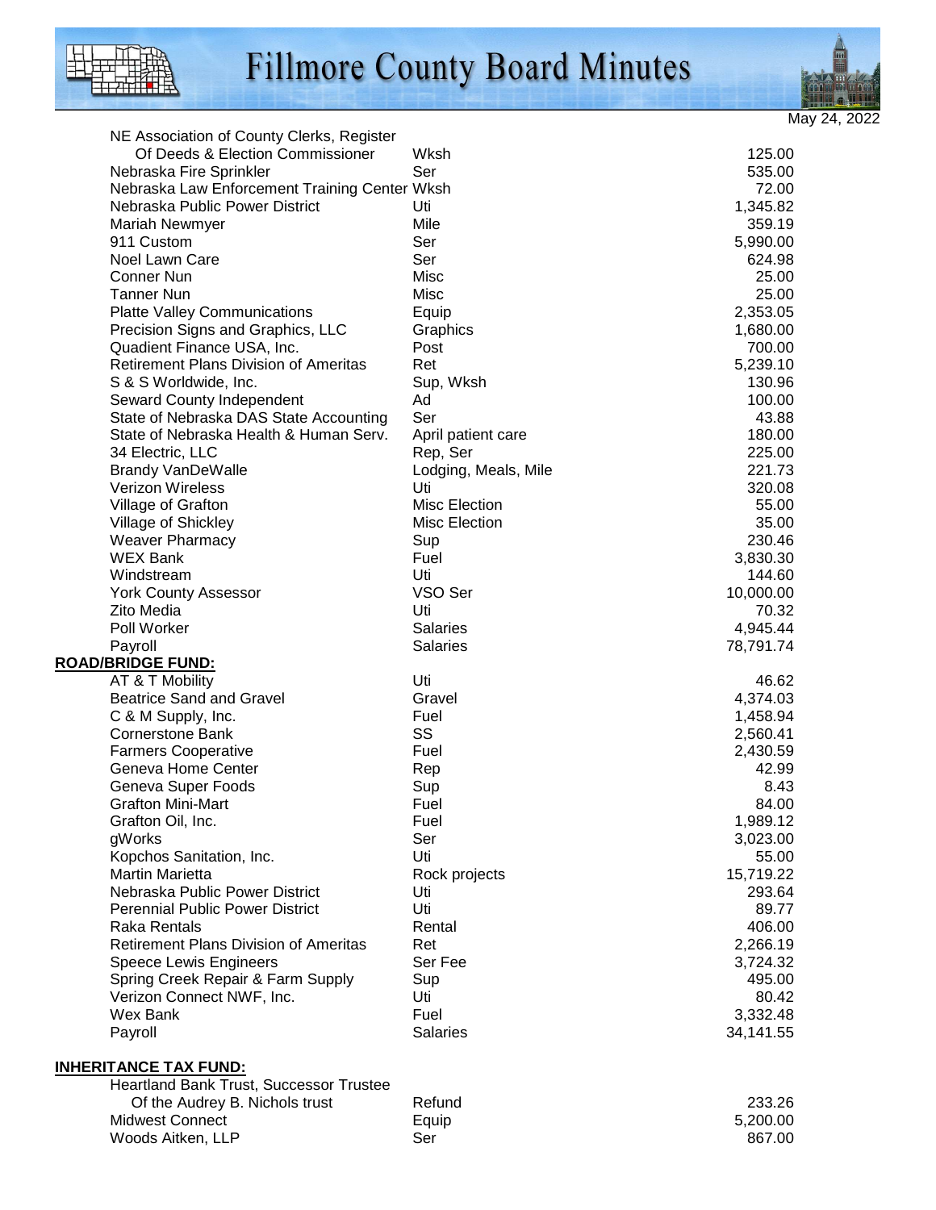| | | |
|---|---|---|
| NE Association of County Clerks, Register Of Deeds & Election Commissioner | Wksh | 125.00 |
| Nebraska Fire Sprinkler | Ser | 535.00 |
| Nebraska Law Enforcement Training Center | Wksh | 72.00 |
| Nebraska Public Power District | Uti | 1,345.82 |
| Mariah Newmyer | Mile | 359.19 |
| 911 Custom | Ser | 5,990.00 |
| Noel Lawn Care | Ser | 624.98 |
| Conner Nun | Misc | 25.00 |
| Tanner Nun | Misc | 25.00 |
| Platte Valley Communications | Equip | 2,353.05 |
| Precision Signs and Graphics, LLC | Graphics | 1,680.00 |
| Quadient Finance USA, Inc. | Post | 700.00 |
| Retirement Plans Division of Ameritas | Ret | 5,239.10 |
| S & S Worldwide, Inc. | Sup, Wksh | 130.96 |
| Seward County Independent | Ad | 100.00 |
| State of Nebraska DAS State Accounting | Ser | 43.88 |
| State of Nebraska Health & Human Serv. | April patient care | 180.00 |
| 34 Electric, LLC | Rep, Ser | 225.00 |
| Brandy VanDeWalle | Lodging, Meals, Mile | 221.73 |
| Verizon Wireless | Uti | 320.08 |
| Village of Grafton | Misc Election | 55.00 |
| Village of Shickley | Misc Election | 35.00 |
| Weaver Pharmacy | Sup | 230.46 |
| WEX Bank | Fuel | 3,830.30 |
| Windstream | Uti | 144.60 |
| York County Assessor | VSO Ser | 10,000.00 |
| Zito Media | Uti | 70.32 |
| Poll Worker | Salaries | 4,945.44 |
| Payroll | Salaries | 78,791.74 |

**ROAD/BRIDGE FUND:**

| | | |
|---|---|---|
| AT & T Mobility | Uti | 46.62 |
| Beatrice Sand and Gravel | Gravel | 4,374.03 |
| C & M Supply, Inc. | Fuel | 1,458.94 |
| Cornerstone Bank | SS | 2,560.41 |
| Farmers Cooperative | Fuel | 2,430.59 |
| Geneva Home Center | Rep | 42.99 |
| Geneva Super Foods | Sup | 8.43 |
| Grafton Mini-Mart | Fuel | 84.00 |
| Grafton Oil, Inc. | Fuel | 1,989.12 |
| gWorks | Ser | 3,023.00 |
| Kopchos Sanitation, Inc. | Uti | 55.00 |
| Martin Marietta | Rock projects | 15,719.22 |
| Nebraska Public Power District | Uti | 293.64 |
| Perennial Public Power District | Uti | 89.77 |
| Raka Rentals | Rental | 406.00 |
| Retirement Plans Division of Ameritas | Ret | 2,266.19 |
| Speece Lewis Engineers | Ser Fee | 3,724.32 |
| Spring Creek Repair & Farm Supply | Sup | 495.00 |
| Verizon Connect NWF, Inc. | Uti | 80.42 |
| Wex Bank | Fuel | 3,332.48 |
| Payroll | Salaries | 34,141.55 |

**INHERITANCE TAX FUND:**

| | | |
|---|---|---|
| Heartland Bank Trust, Successor Trustee Of the Audrey B. Nichols trust | Refund | 233.26 |
| Midwest Connect | Equip | 5,200.00 |
| Woods Aitken, LLP | Ser | 867.00 |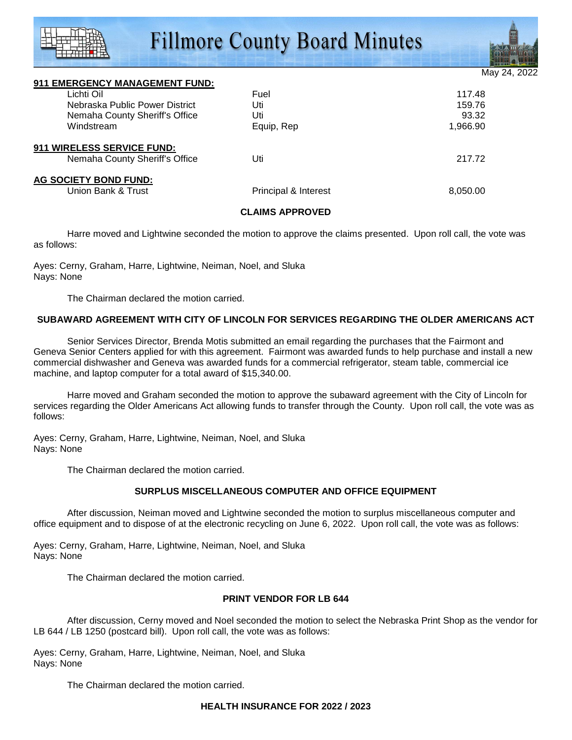**911 EMERGENCY MANAGEMENT FUND:**

| | | |
|---|---|---|
| Lichti Oil | Fuel | 117.48 |
| Nebraska Public Power District | Uti | 159.76 |
| Nemaha County Sheriff's Office | Uti | 93.32 |
| Windstream | Equip, Rep | 1,966.90 |

**911 WIRELESS SERVICE FUND:**

| | | |
|---|---|---|
| Nemaha County Sheriff's Office | Uti | 217.72 |

**AG SOCIETY BOND FUND:**

| | | |
|---|---|---|
| Union Bank & Trust | Principal & Interest | 8,050.00 |

**CLAIMS APPROVED**

Harre moved and Lightwine seconded the motion to approve the claims presented. Upon roll call, the vote was as follows:

Ayes: Cerny, Graham, Harre, Lightwine, Neiman, Noel, and Sluka
Nays: None

The Chairman declared the motion carried.

**SUBAWARD AGREEMENT WITH CITY OF LINCOLN FOR SERVICES REGARDING THE OLDER AMERICANS ACT**

Senior Services Director, Brenda Motis submitted an email regarding the purchases that the Fairmont and Geneva Senior Centers applied for with this agreement. Fairmont was awarded funds to help purchase and install a new commercial dishwasher and Geneva was awarded funds for a commercial refrigerator, steam table, commercial ice machine, and laptop computer for a total award of $15,340.00.

Harre moved and Graham seconded the motion to approve the subaward agreement with the City of Lincoln for services regarding the Older Americans Act allowing funds to transfer through the County. Upon roll call, the vote was as follows:

Ayes: Cerny, Graham, Harre, Lightwine, Neiman, Noel, and Sluka
Nays: None

The Chairman declared the motion carried.

**SURPLUS MISCELLANEOUS COMPUTER AND OFFICE EQUIPMENT**

After discussion, Neiman moved and Lightwine seconded the motion to surplus miscellaneous computer and office equipment and to dispose of at the electronic recycling on June 6, 2022. Upon roll call, the vote was as follows:

Ayes: Cerny, Graham, Harre, Lightwine, Neiman, Noel, and Sluka
Nays: None

The Chairman declared the motion carried.

**PRINT VENDOR FOR LB 644**

After discussion, Cerny moved and Noel seconded the motion to select the Nebraska Print Shop as the vendor for LB 644 / LB 1250 (postcard bill). Upon roll call, the vote was as follows:

Ayes: Cerny, Graham, Harre, Lightwine, Neiman, Noel, and Sluka
Nays: None

The Chairman declared the motion carried.

**HEALTH INSURANCE FOR 2022 / 2023**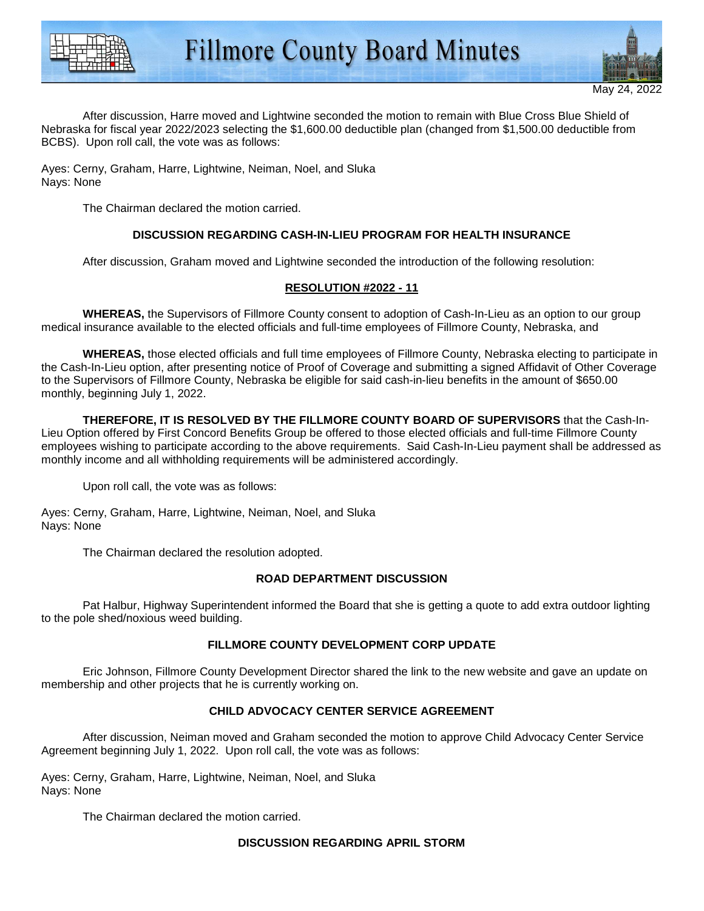After discussion, Harre moved and Lightwine seconded the motion to remain with Blue Cross Blue Shield of Nebraska for fiscal year 2022/2023 selecting the $1,600.00 deductible plan (changed from $1,500.00 deductible from BCBS). Upon roll call, the vote was as follows:

Ayes: Cerny, Graham, Harre, Lightwine, Neiman, Noel, and Sluka
Nays: None

The Chairman declared the motion carried.

**DISCUSSION REGARDING CASH-IN-LIEU PROGRAM FOR HEALTH INSURANCE**

After discussion, Graham moved and Lightwine seconded the introduction of the following resolution:

**RESOLUTION #2022 - 11**

**WHEREAS,** the Supervisors of Fillmore County consent to adoption of Cash-In-Lieu as an option to our group medical insurance available to the elected officials and full-time employees of Fillmore County, Nebraska, and

**WHEREAS,** those elected officials and full time employees of Fillmore County, Nebraska electing to participate in the Cash-In-Lieu option, after presenting notice of Proof of Coverage and submitting a signed Affidavit of Other Coverage to the Supervisors of Fillmore County, Nebraska be eligible for said cash-in-lieu benefits in the amount of $650.00 monthly, beginning July 1, 2022.

**THEREFORE, IT IS RESOLVED BY THE FILLMORE COUNTY BOARD OF SUPERVISORS** that the Cash-In-Lieu Option offered by First Concord Benefits Group be offered to those elected officials and full-time Fillmore County employees wishing to participate according to the above requirements. Said Cash-In-Lieu payment shall be addressed as monthly income and all withholding requirements will be administered accordingly.

Upon roll call, the vote was as follows:

Ayes: Cerny, Graham, Harre, Lightwine, Neiman, Noel, and Sluka
Nays: None

The Chairman declared the resolution adopted.

**ROAD DEPARTMENT DISCUSSION**

Pat Halbur, Highway Superintendent informed the Board that she is getting a quote to add extra outdoor lighting to the pole shed/noxious weed building.

**FILLMORE COUNTY DEVELOPMENT CORP UPDATE**

Eric Johnson, Fillmore County Development Director shared the link to the new website and gave an update on membership and other projects that he is currently working on.

**CHILD ADVOCACY CENTER SERVICE AGREEMENT**

After discussion, Neiman moved and Graham seconded the motion to approve Child Advocacy Center Service Agreement beginning July 1, 2022. Upon roll call, the vote was as follows:

Ayes: Cerny, Graham, Harre, Lightwine, Neiman, Noel, and Sluka
Nays: None

The Chairman declared the motion carried.

**DISCUSSION REGARDING APRIL STORM**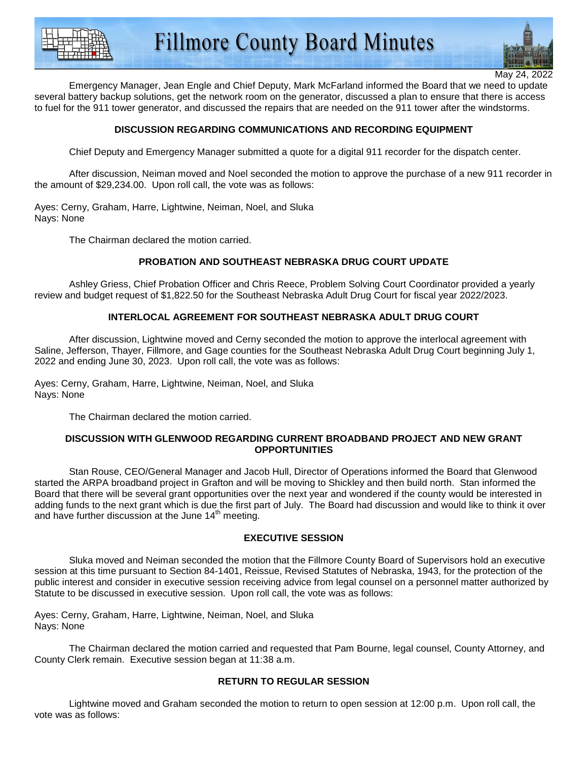Emergency Manager, Jean Engle and Chief Deputy, Mark McFarland informed the Board that we need to update several battery backup solutions, get the network room on the generator, discussed a plan to ensure that there is access to fuel for the 911 tower generator, and discussed the repairs that are needed on the 911 tower after the windstorms.

**DISCUSSION REGARDING COMMUNICATIONS AND RECORDING EQUIPMENT**

Chief Deputy and Emergency Manager submitted a quote for a digital 911 recorder for the dispatch center.

After discussion, Neiman moved and Noel seconded the motion to approve the purchase of a new 911 recorder in the amount of $29,234.00. Upon roll call, the vote was as follows:

Ayes: Cerny, Graham, Harre, Lightwine, Neiman, Noel, and Sluka
Nays: None

The Chairman declared the motion carried.

**PROBATION AND SOUTHEAST NEBRASKA DRUG COURT UPDATE**

Ashley Griess, Chief Probation Officer and Chris Reece, Problem Solving Court Coordinator provided a yearly review and budget request of $1,822.50 for the Southeast Nebraska Adult Drug Court for fiscal year 2022/2023.

**INTERLOCAL AGREEMENT FOR SOUTHEAST NEBRASKA ADULT DRUG COURT**

After discussion, Lightwine moved and Cerny seconded the motion to approve the interlocal agreement with Saline, Jefferson, Thayer, Fillmore, and Gage counties for the Southeast Nebraska Adult Drug Court beginning July 1, 2022 and ending June 30, 2023. Upon roll call, the vote was as follows:

Ayes: Cerny, Graham, Harre, Lightwine, Neiman, Noel, and Sluka
Nays: None

The Chairman declared the motion carried.

**DISCUSSION WITH GLENWOOD REGARDING CURRENT BROADBAND PROJECT AND NEW GRANT OPPORTUNITIES**

Stan Rouse, CEO/General Manager and Jacob Hull, Director of Operations informed the Board that Glenwood started the ARPA broadband project in Grafton and will be moving to Shickley and then build north. Stan informed the Board that there will be several grant opportunities over the next year and wondered if the county would be interested in adding funds to the next grant which is due the first part of July. The Board had discussion and would like to think it over and have further discussion at the June 14th meeting.

**EXECUTIVE SESSION**

Sluka moved and Neiman seconded the motion that the Fillmore County Board of Supervisors hold an executive session at this time pursuant to Section 84-1401, Reissue, Revised Statutes of Nebraska, 1943, for the protection of the public interest and consider in executive session receiving advice from legal counsel on a personnel matter authorized by Statute to be discussed in executive session. Upon roll call, the vote was as follows:

Ayes: Cerny, Graham, Harre, Lightwine, Neiman, Noel, and Sluka
Nays: None

The Chairman declared the motion carried and requested that Pam Bourne, legal counsel, County Attorney, and County Clerk remain. Executive session began at 11:38 a.m.

**RETURN TO REGULAR SESSION**

Lightwine moved and Graham seconded the motion to return to open session at 12:00 p.m. Upon roll call, the vote was as follows: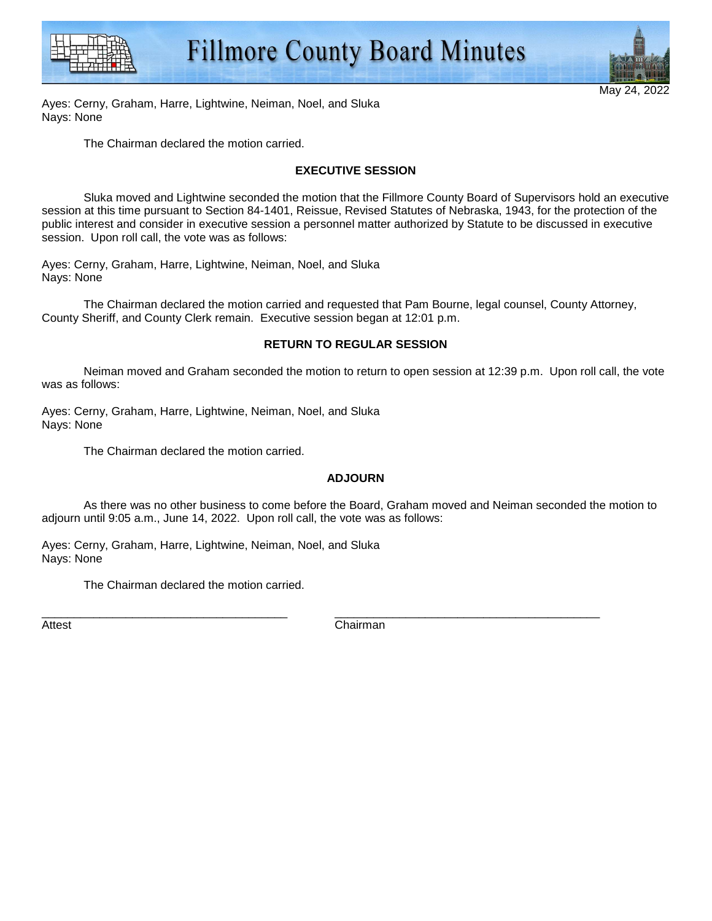Ayes: Cerny, Graham, Harre, Lightwine, Neiman, Noel, and Sluka
Nays: None

The Chairman declared the motion carried.

**EXECUTIVE SESSION**

Sluka moved and Lightwine seconded the motion that the Fillmore County Board of Supervisors hold an executive session at this time pursuant to Section 84-1401, Reissue, Revised Statutes of Nebraska, 1943, for the protection of the public interest and consider in executive session a personnel matter authorized by Statute to be discussed in executive session. Upon roll call, the vote was as follows:

Ayes: Cerny, Graham, Harre, Lightwine, Neiman, Noel, and Sluka
Nays: None

The Chairman declared the motion carried and requested that Pam Bourne, legal counsel, County Attorney, County Sheriff, and County Clerk remain. Executive session began at 12:01 p.m.

**RETURN TO REGULAR SESSION**

Neiman moved and Graham seconded the motion to return to open session at 12:39 p.m. Upon roll call, the vote was as follows:

Ayes: Cerny, Graham, Harre, Lightwine, Neiman, Noel, and Sluka
Nays: None

The Chairman declared the motion carried.

**ADJOURN**

As there was no other business to come before the Board, Graham moved and Neiman seconded the motion to adjourn until 9:05 a.m., June 14, 2022. Upon roll call, the vote was as follows:

Ayes: Cerny, Graham, Harre, Lightwine, Neiman, Noel, and Sluka
Nays: None

The Chairman declared the motion carried.

\_\_\_\_\_\_\_\_\_\_\_\_\_\_\_\_\_\_\_\_\_\_\_\_\_\_\_\_\_\_\_\_ \_\_\_\_\_\_\_\_\_\_\_\_\_\_\_\_\_\_\_\_\_\_\_\_\_\_\_\_\_\_\_\_

Attest Chairman